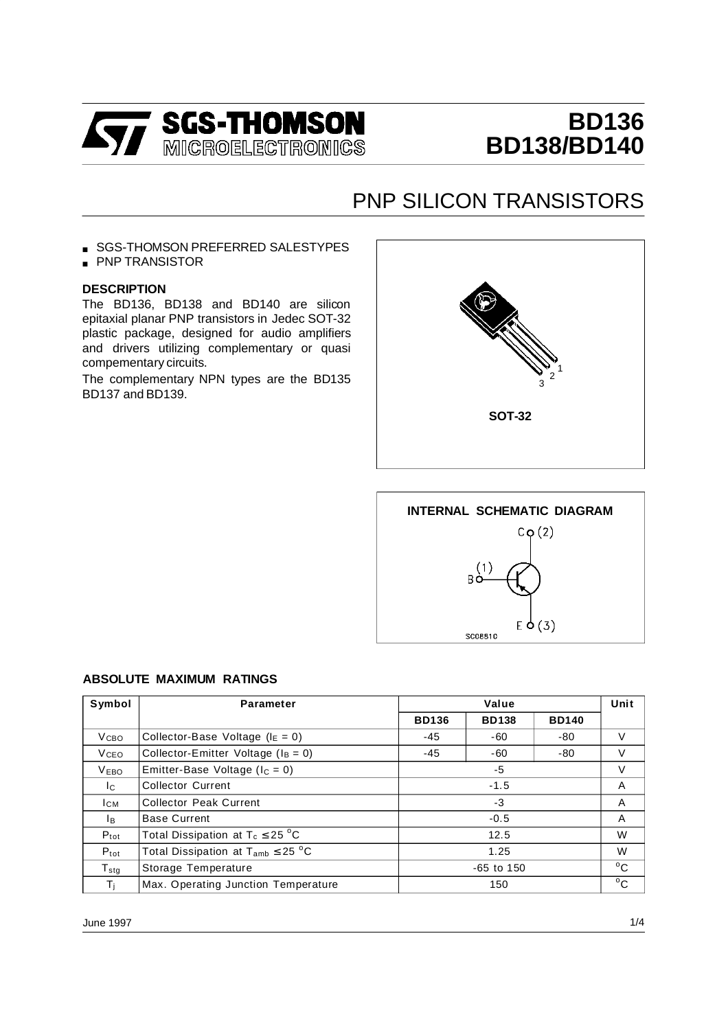# BD136
# BD138/BD140

## PNP SILICON TRANSISTORS

- SGS-THOMSON PREFERRED SALESTYPES
- PNP TRANSISTOR

### DESCRIPTION

The BD136, BD138 and BD140 are silicon epitaxial planar PNP transistors in Jedec SOT-32 plastic package, designed for audio amplifiers and drivers utilizing complementary or quasi compementary circuits.

The complementary NPN types are the BD135 BD137 and BD139.

SOT-32

INTERNAL SCHEMATIC DIAGRAM

### ABSOLUTE MAXIMUM RATINGS

| Symbol | Parameter | Value | | | Unit |
|---|---|---|---|---|---|
| | | BD136 | BD138 | BD140 | |
| $V_{CBO}$ | Collector-Base Voltage ($I_E = 0$) | -45 | -60 | -80 | V |
| $V_{CEO}$ | Collector-Emitter Voltage ($I_B = 0$) | -45 | -60 | -80 | V |
| $V_{EBO}$ | Emitter-Base Voltage ($I_C = 0$) | -5 | | | V |
| $I_C$ | Collector Current | -1.5 | | | A |
| $I_{CM}$ | Collector Peak Current | -3 | | | A |
| $I_B$ | Base Current | -0.5 | | | A |
| $P_{tot}$ | Total Dissipation at $T_c \leq 25\ ^oC$ | 12.5 | | | W |
| $P_{tot}$ | Total Dissipation at $T_{amb} \leq 25\ ^oC$ | 1.25 | | | W |
| $T_{stg}$ | Storage Temperature | -65 to 150 | | | $^oC$ |
| $T_j$ | Max. Operating Junction Temperature | 150 | | | $^oC$ |

June 1997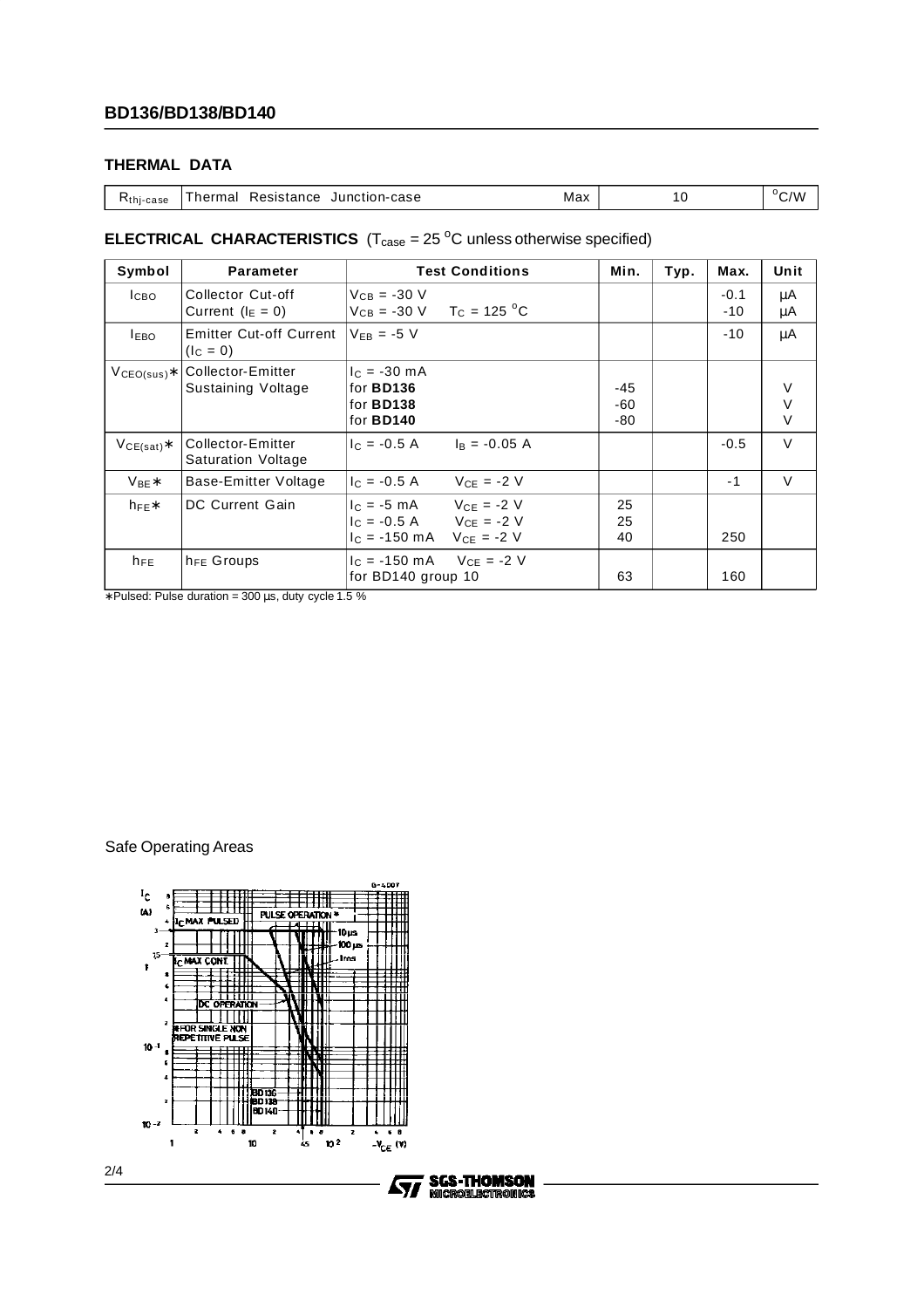## THERMAL DATA

| | | | | |
|---|---|---|---|---|
| $R_{thj-case}$ | Thermal Resistance Junction-case | Max | 10 | °C/W |

## ELECTRICAL CHARACTERISTICS ($T_{case}$ = 25 °C unless otherwise specified)

| Symbol | Parameter | Test Conditions | Min. | Typ. | Max. | Unit |
|---|---|---|---|---|---|---|
| $I_{CBO}$ | Collector Cut-off Current ($I_E$ = 0) | $V_{CB}$ = -30 V<br>$V_{CB}$ = -30 V $T_C$ = 125 °C | | | -0.1<br>-10 | μA<br>μA |
| $I_{EBO}$ | Emitter Cut-off Current ($I_C$ = 0) | $V_{EB}$ = -5 V | | | -10 | μA |
| $V_{CEO(sus)}$∗ | Collector-Emitter Sustaining Voltage | $I_C$ = -30 mA<br>for **BD136**<br>for **BD138**<br>for **BD140** | <br>-45<br>-60<br>-80 | | | <br>V<br>V<br>V |
| $V_{CE(sat)}$∗ | Collector-Emitter Saturation Voltage | $I_C$ = -0.5 A $I_B$ = -0.05 A | | | -0.5 | V |
| $V_{BE}$∗ | Base-Emitter Voltage | $I_C$ = -0.5 A $V_{CE}$ = -2 V | | | -1 | V |
| $h_{FE}$∗ | DC Current Gain | $I_C$ = -5 mA $V_{CE}$ = -2 V<br>$I_C$ = -0.5 A $V_{CE}$ = -2 V<br>$I_C$ = -150 mA $V_{CE}$ = -2 V | 25<br>25<br>40 | | <br><br>250 | |
| $h_{FE}$ | $h_{FE}$ Groups | $I_C$ = -150 mA $V_{CE}$ = -2 V<br>for BD140 group 10 | 63 | | 160 | |

∗Pulsed: Pulse duration = 300 μs, duty cycle 1.5 %

Safe Operating Areas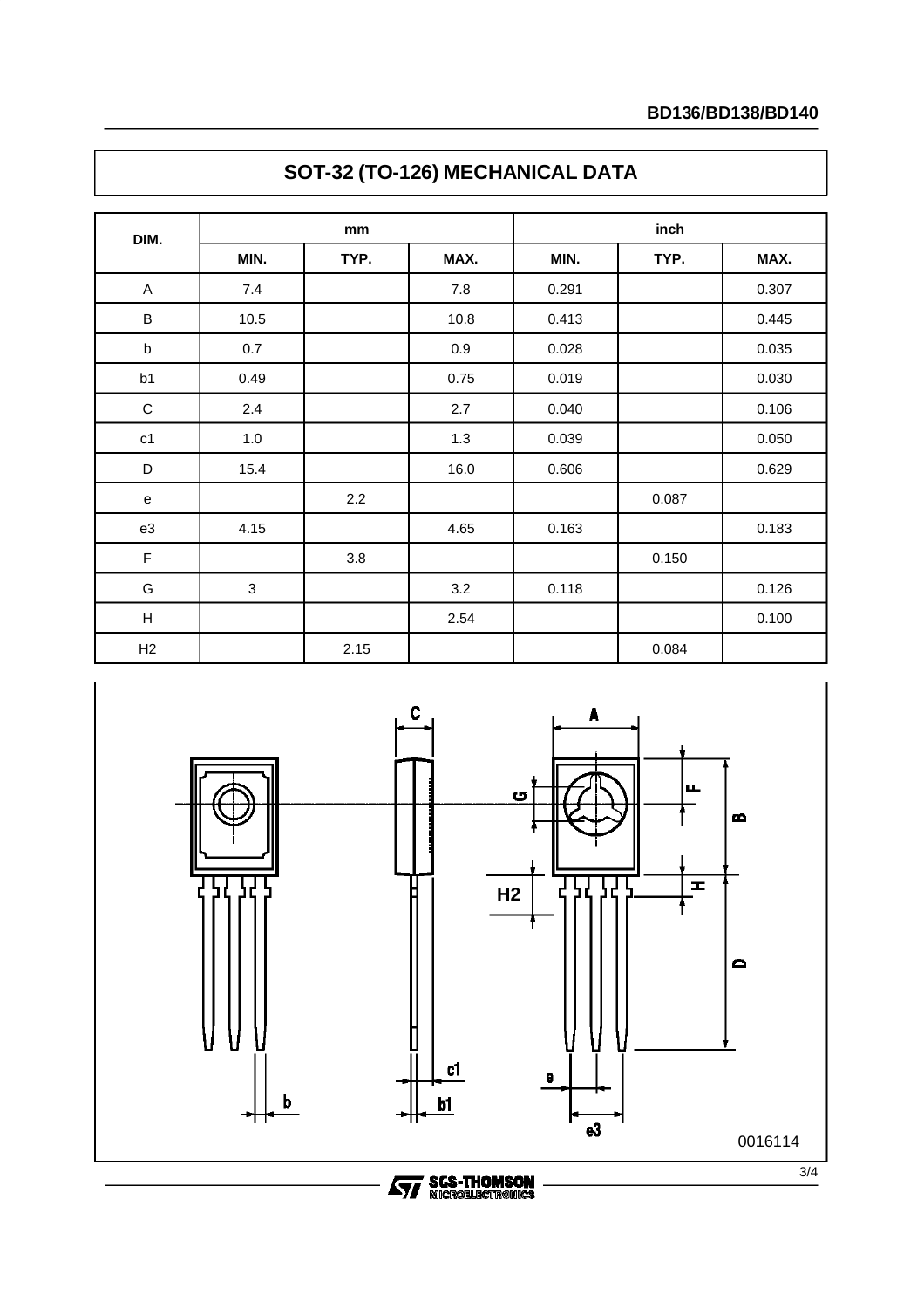# SOT-32 (TO-126) MECHANICAL DATA

| DIM. | mm | | | inch | | |
|---|---|---|---|---|---|---|
| | MIN. | TYP. | MAX. | MIN. | TYP. | MAX. |
| A | 7.4 | | 7.8 | 0.291 | | 0.307 |
| B | 10.5 | | 10.8 | 0.413 | | 0.445 |
| b | 0.7 | | 0.9 | 0.028 | | 0.035 |
| b1 | 0.49 | | 0.75 | 0.019 | | 0.030 |
| C | 2.4 | | 2.7 | 0.040 | | 0.106 |
| c1 | 1.0 | | 1.3 | 0.039 | | 0.050 |
| D | 15.4 | | 16.0 | 0.606 | | 0.629 |
| e | | 2.2 | | | 0.087 | |
| e3 | 4.15 | | 4.65 | 0.163 | | 0.183 |
| F | | 3.8 | | | 0.150 | |
| G | 3 | | 3.2 | 0.118 | | 0.126 |
| H | | | 2.54 | | | 0.100 |
| H2 | | 2.15 | | | 0.084 | |

0016114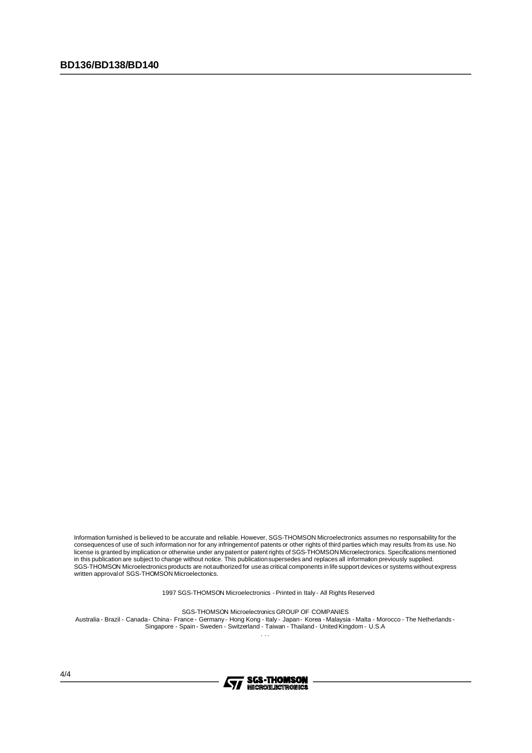Information furnished is believed to be accurate and reliable. However, SGS-THOMSON Microelectronics assumes no responsability for the consequences of use of such information nor for any infringement of patents or other rights of third parties which may results from its use. No license is granted by implication or otherwise under any patent or patent rights of SGS-THOMSON Microelectronics. Specifications mentioned in this publication are subject to change without notice. This publication supersedes and replaces all information previously supplied. SGS-THOMSON Microelectronics products are not authorized for use as critical components in life support devices or systems without express written approval of SGS-THOMSON Microelectonics.

1997 SGS-THOMSON Microelectronics - Printed in Italy - All Rights Reserved

SGS-THOMSON Microelectronics GROUP OF COMPANIES

Australia - Brazil - Canada - China - France - Germany - Hong Kong - Italy - Japan - Korea - Malaysia - Malta - Morocco - The Netherlands - Singapore - Spain - Sweden - Switzerland - Taiwan - Thailand - United Kingdom - U.S.A

. . .